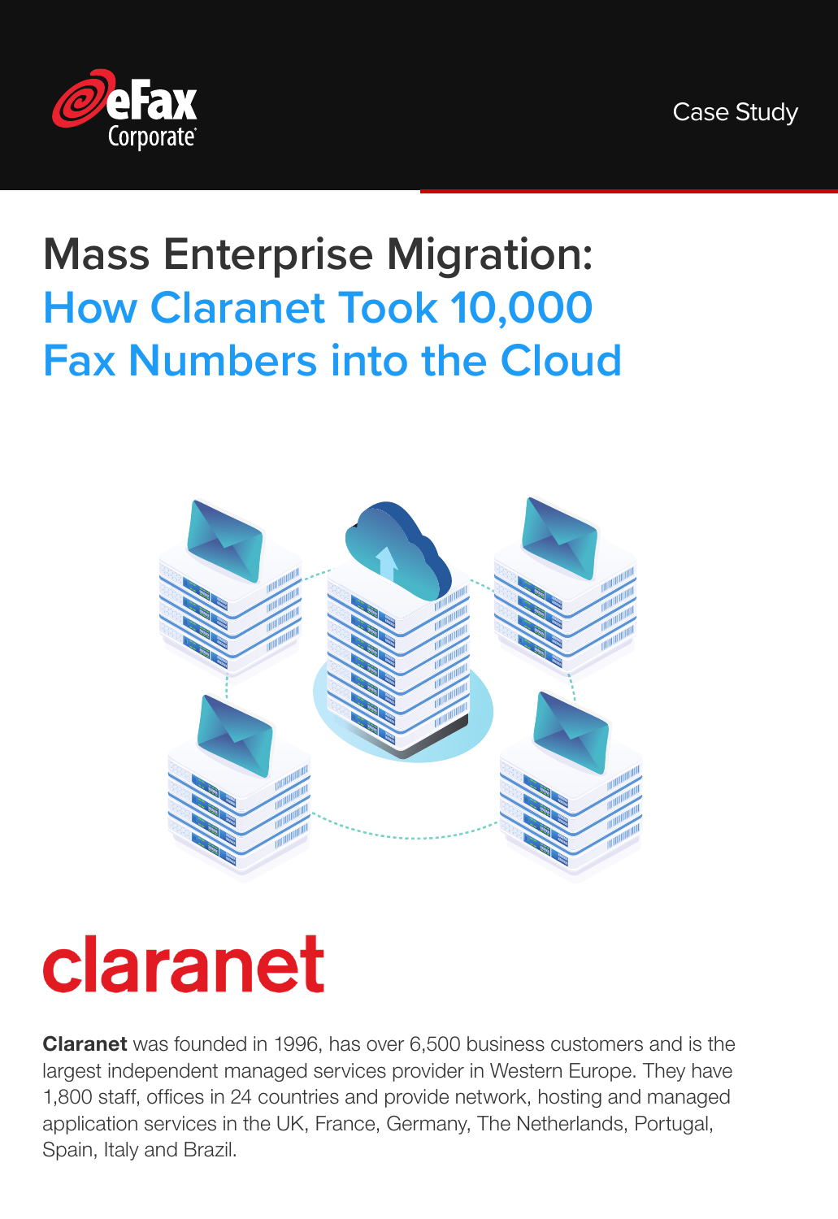eFax Corporate

Case Study

# Mass Enterprise Migration: How Claranet Took 10,000 Fax Numbers into the Cloud

claranet

**Claranet** was founded in 1996, has over 6,500 business customers and is the largest independent managed services provider in Western Europe. They have 1,800 staff, offices in 24 countries and provide network, hosting and managed application services in the UK, France, Germany, The Netherlands, Portugal, Spain, Italy and Brazil.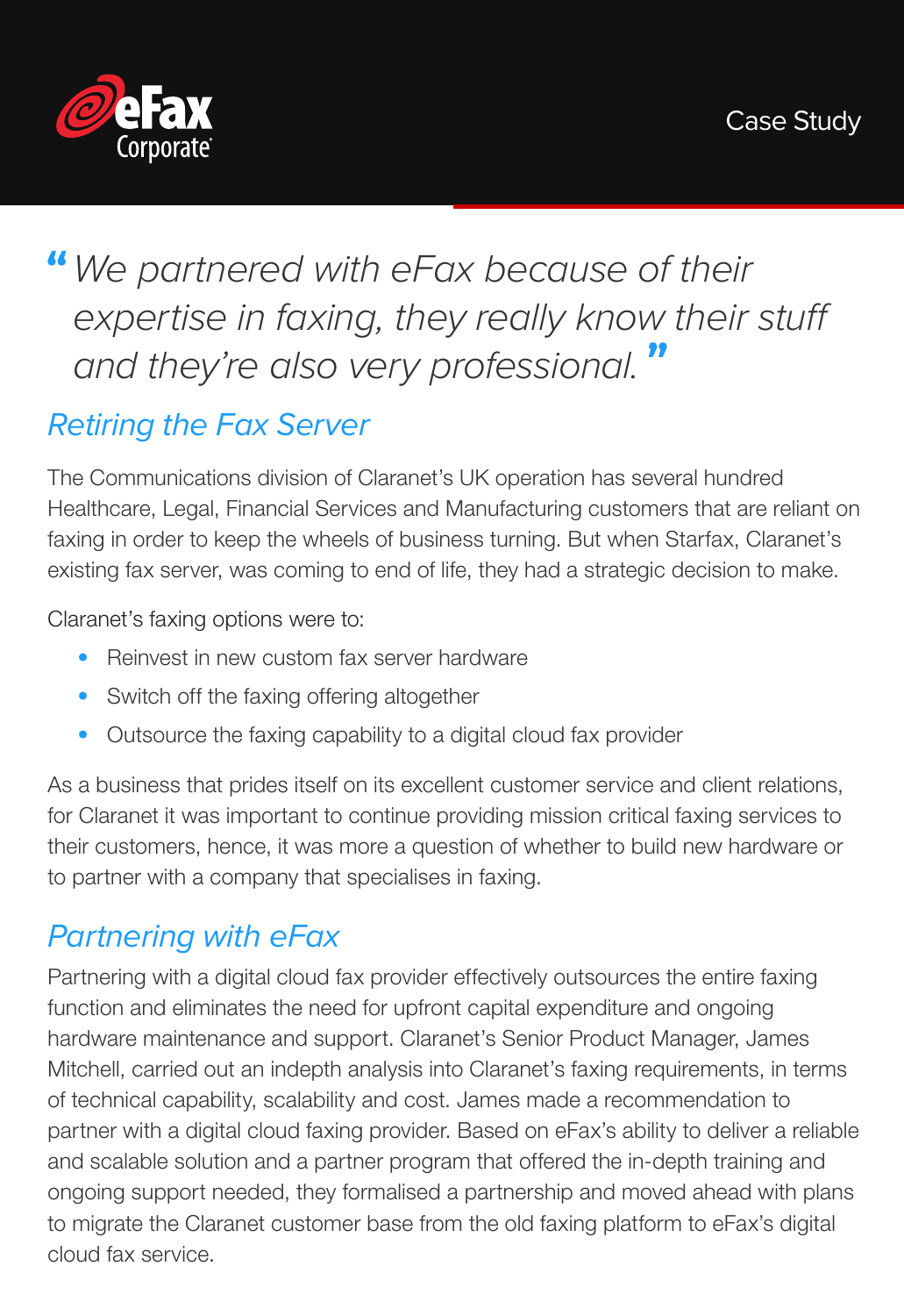*"We partnered with eFax because of their expertise in faxing, they really know their stuff and they're also very professional."*

## *Retiring the Fax Server*

The Communications division of Claranet's UK operation has several hundred Healthcare, Legal, Financial Services and Manufacturing customers that are reliant on faxing in order to keep the wheels of business turning. But when Starfax, Claranet's existing fax server, was coming to end of life, they had a strategic decision to make.

Claranet's faxing options were to:

- Reinvest in new custom fax server hardware
- Switch off the faxing offering altogether
- Outsource the faxing capability to a digital cloud fax provider

As a business that prides itself on its excellent customer service and client relations, for Claranet it was important to continue providing mission critical faxing services to their customers, hence, it was more a question of whether to build new hardware or to partner with a company that specialises in faxing.

## *Partnering with eFax*

Partnering with a digital cloud fax provider effectively outsources the entire faxing function and eliminates the need for upfront capital expenditure and ongoing hardware maintenance and support. Claranet's Senior Product Manager, James Mitchell, carried out an indepth analysis into Claranet's faxing requirements, in terms of technical capability, scalability and cost. James made a recommendation to partner with a digital cloud faxing provider. Based on eFax's ability to deliver a reliable and scalable solution and a partner program that offered the in-depth training and ongoing support needed, they formalised a partnership and moved ahead with plans to migrate the Claranet customer base from the old faxing platform to eFax's digital cloud fax service.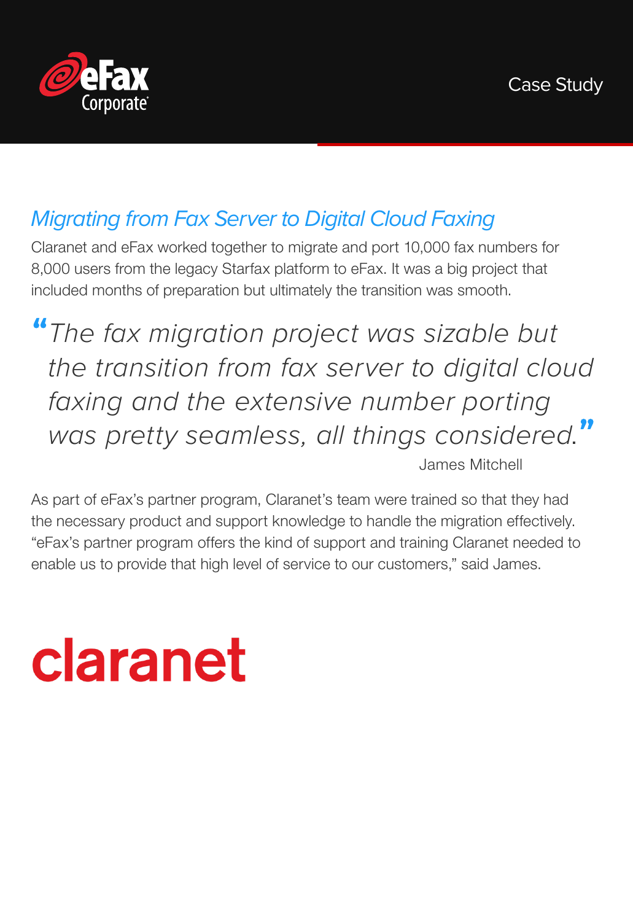eFax Corporate

Case Study

## *Migrating from Fax Server to Digital Cloud Faxing*

Claranet and eFax worked together to migrate and port 10,000 fax numbers for 8,000 users from the legacy Starfax platform to eFax. It was a big project that included months of preparation but ultimately the transition was smooth.

> *"The fax migration project was sizable but the transition from fax server to digital cloud faxing and the extensive number porting was pretty seamless, all things considered."*
>
> James Mitchell

As part of eFax's partner program, Claranet's team were trained so that they had the necessary product and support knowledge to handle the migration effectively. "eFax's partner program offers the kind of support and training Claranet needed to enable us to provide that high level of service to our customers," said James.

claranet